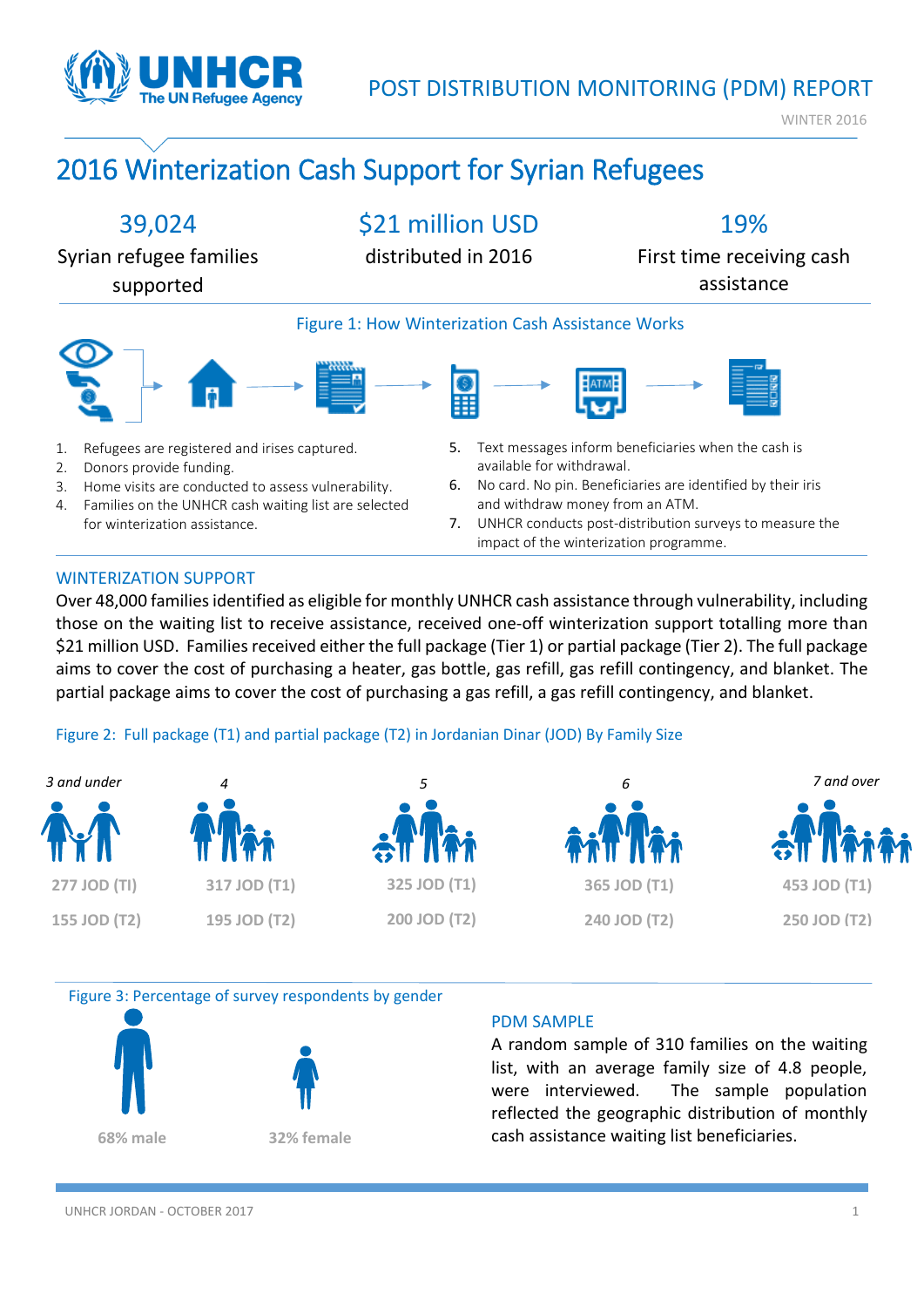# POST DISTRIBUTION MONITORING (PDM) REPORT

WINTER 2016

## 2016 Winterization Cash Support for Syrian Refugees

**39,024**
Syrian refugee families supported

**$21 million USD**
distributed in 2016

**19%**
First time receiving cash assistance

Figure 1: How Winterization Cash Assistance Works

1. Refugees are registered and irises captured.
2. Donors provide funding.
3. Home visits are conducted to assess vulnerability.
4. Families on the UNHCR cash waiting list are selected for winterization assistance.
5. Text messages inform beneficiaries when the cash is available for withdrawal.
6. No card. No pin. Beneficiaries are identified by their iris and withdraw money from an ATM.
7. UNHCR conducts post-distribution surveys to measure the impact of the winterization programme.

### WINTERIZATION SUPPORT

Over 48,000 families identified as eligible for monthly UNHCR cash assistance through vulnerability, including those on the waiting list to receive assistance, received one-off winterization support totalling more than $21 million USD. Families received either the full package (Tier 1) or partial package (Tier 2). The full package aims to cover the cost of purchasing a heater, gas bottle, gas refill, gas refill contingency, and blanket. The partial package aims to cover the cost of purchasing a gas refill, a gas refill contingency, and blanket.

Figure 2: Full package (T1) and partial package (T2) in Jordanian Dinar (JOD) By Family Size

| | *3 and under* | *4* | *5* | *6* | *7 and over* |
|---|---|---|---|---|---|
| T1 | 277 JOD (TI) | 317 JOD (T1) | 325 JOD (T1) | 365 JOD (T1) | 453 JOD (T1) |
| T2 | 155 JOD (T2) | 195 JOD (T2) | 200 JOD (T2) | 240 JOD (T2) | 250 JOD (T2) |

Figure 3: Percentage of survey respondents by gender

68% male

32% female

### PDM SAMPLE

A random sample of 310 families on the waiting list, with an average family size of 4.8 people, were interviewed. The sample population reflected the geographic distribution of monthly cash assistance waiting list beneficiaries.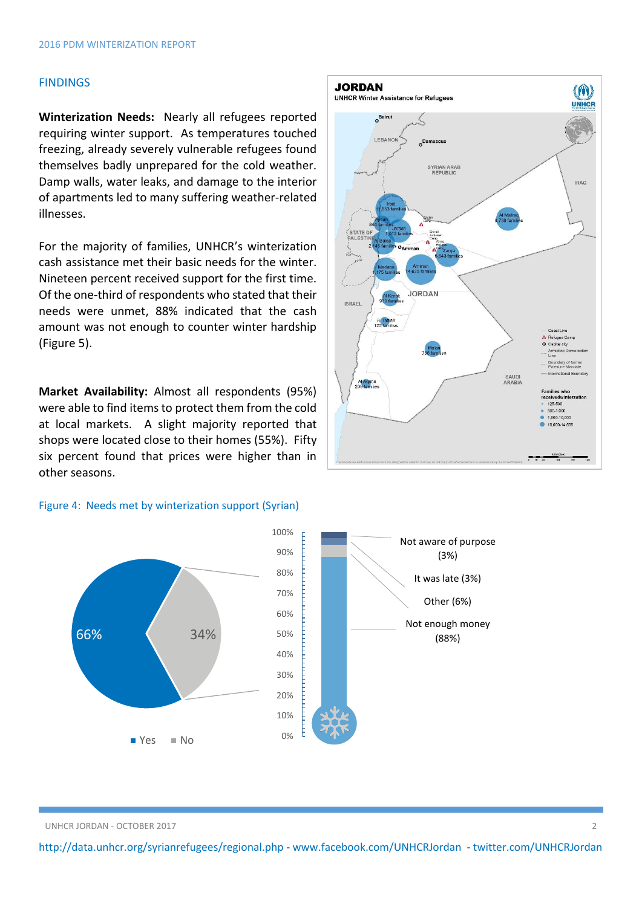## FINDINGS

**Winterization Needs:** Nearly all refugees reported requiring winter support. As temperatures touched freezing, already severely vulnerable refugees found themselves badly unprepared for the cold weather. Damp walls, water leaks, and damage to the interior of apartments led to many suffering weather-related illnesses.

For the majority of families, UNHCR's winterization cash assistance met their basic needs for the winter. Nineteen percent received support for the first time. Of the one-third of respondents who stated that their needs were unmet, 88% indicated that the cash amount was not enough to counter winter hardship (Figure 5).

**Market Availability:** Almost all respondents (95%) were able to find items to protect them from the cold at local markets. A slight majority reported that shops were located close to their homes (55%). Fifty six percent found that prices were higher than in other seasons.

Figure 4: Needs met by winterization support (Syrian)

| Needs met | % |
|---|---|
| Yes | 66% |
| No | 34% |

| Reason needs not met | % |
|---|---|
| Not aware of purpose | 3% |
| It was late | 3% |
| Other | 6% |
| Not enough money | 88% |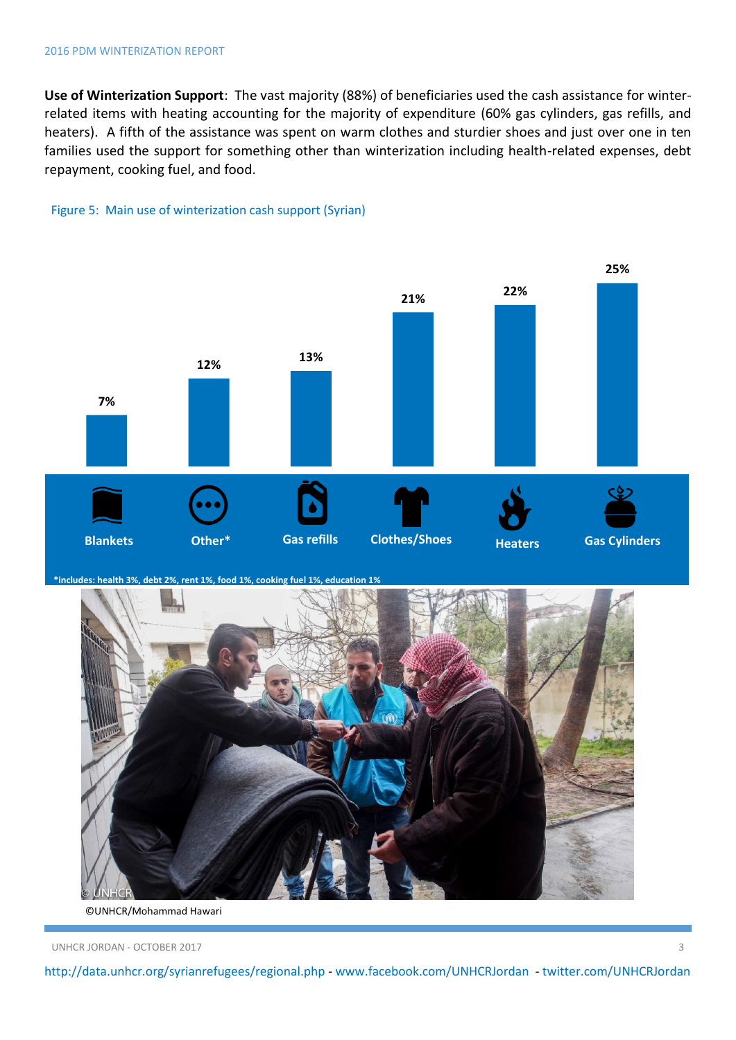**Use of Winterization Support**: The vast majority (88%) of beneficiaries used the cash assistance for winter-related items with heating accounting for the majority of expenditure (60% gas cylinders, gas refills, and heaters). A fifth of the assistance was spent on warm clothes and sturdier shoes and just over one in ten families used the support for something other than winterization including health-related expenses, debt repayment, cooking fuel, and food.

Figure 5: Main use of winterization cash support (Syrian)

| Blankets | Other* | Gas refills | Clothes/Shoes | Heaters | Gas Cylinders |
|---|---|---|---|---|---|
| 7% | 12% | 13% | 21% | 22% | 25% |

*includes: health 3%, debt 2%, rent 1%, food 1%, cooking fuel 1%, education 1%

©UNHCR/Mohammad Hawari

http://data.unhcr.org/syrianrefugees/regional.php - www.facebook.com/UNHCRJordan - twitter.com/UNHCRJordan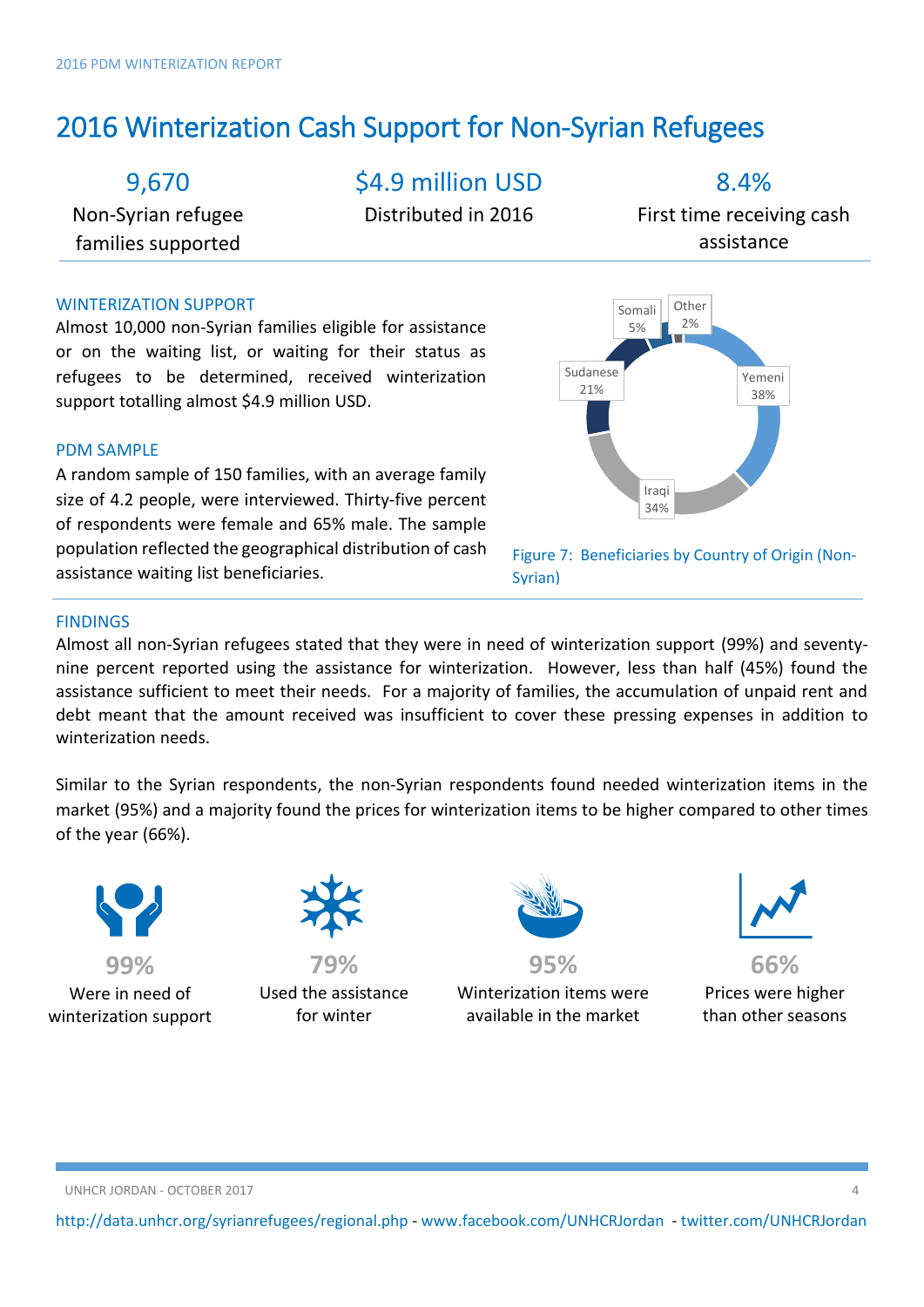# 2016 Winterization Cash Support for Non-Syrian Refugees

| 9,670 | $4.9 million USD | 8.4% |
|---|---|---|
| Non-Syrian refugee families supported | Distributed in 2016 | First time receiving cash assistance |

## WINTERIZATION SUPPORT

Almost 10,000 non-Syrian families eligible for assistance or on the waiting list, or waiting for their status as refugees to be determined, received winterization support totalling almost $4.9 million USD.

## PDM SAMPLE

A random sample of 150 families, with an average family size of 4.2 people, were interviewed. Thirty-five percent of respondents were female and 65% male. The sample population reflected the geographical distribution of cash assistance waiting list beneficiaries.

| Country of Origin | Share |
|---|---|
| Yemeni | 38% |
| Iraqi | 34% |
| Sudanese | 21% |
| Somali | 5% |
| Other | 2% |

Figure 7: Beneficiaries by Country of Origin (Non-Syrian)

## FINDINGS

Almost all non-Syrian refugees stated that they were in need of winterization support (99%) and seventy-nine percent reported using the assistance for winterization. However, less than half (45%) found the assistance sufficient to meet their needs. For a majority of families, the accumulation of unpaid rent and debt meant that the amount received was insufficient to cover these pressing expenses in addition to winterization needs.

Similar to the Syrian respondents, the non-Syrian respondents found needed winterization items in the market (95%) and a majority found the prices for winterization items to be higher compared to other times of the year (66%).

| 99% | 79% | 95% | 66% |
|---|---|---|---|
| Were in need of winterization support | Used the assistance for winter | Winterization items were available in the market | Prices were higher than other seasons |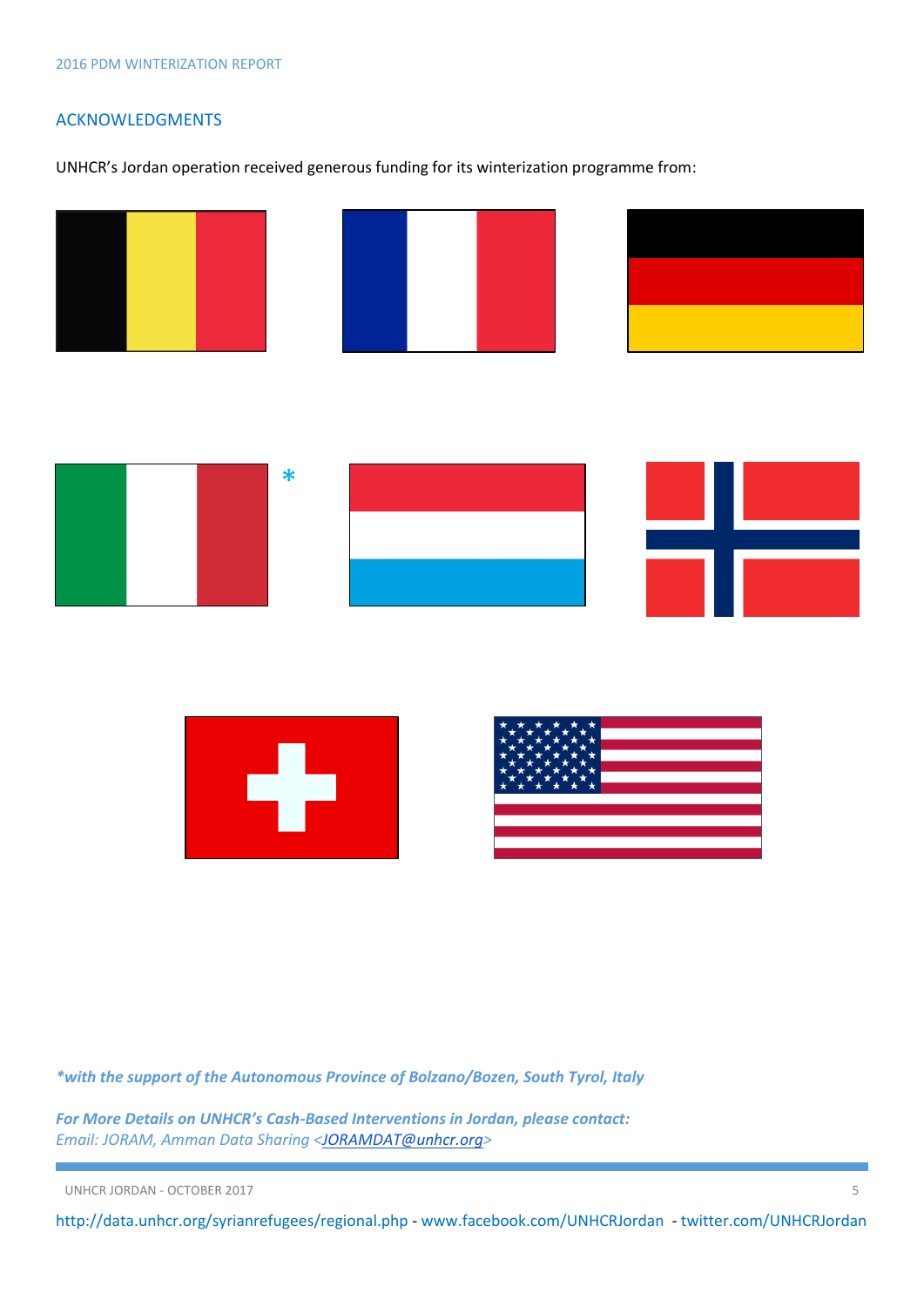## ACKNOWLEDGMENTS

UNHCR's Jordan operation received generous funding for its winterization programme from:

*

*with the support of the Autonomous Province of Bolzano/Bozen, South Tyrol, Italy*

***For More Details on UNHCR's Cash-Based Interventions in Jordan, please contact:***
*Email: JORAM, Amman Data Sharing <JORAMDAT@unhcr.org>*

http://data.unhcr.org/syrianrefugees/regional.php - www.facebook.com/UNHCRJordan - twitter.com/UNHCRJordan